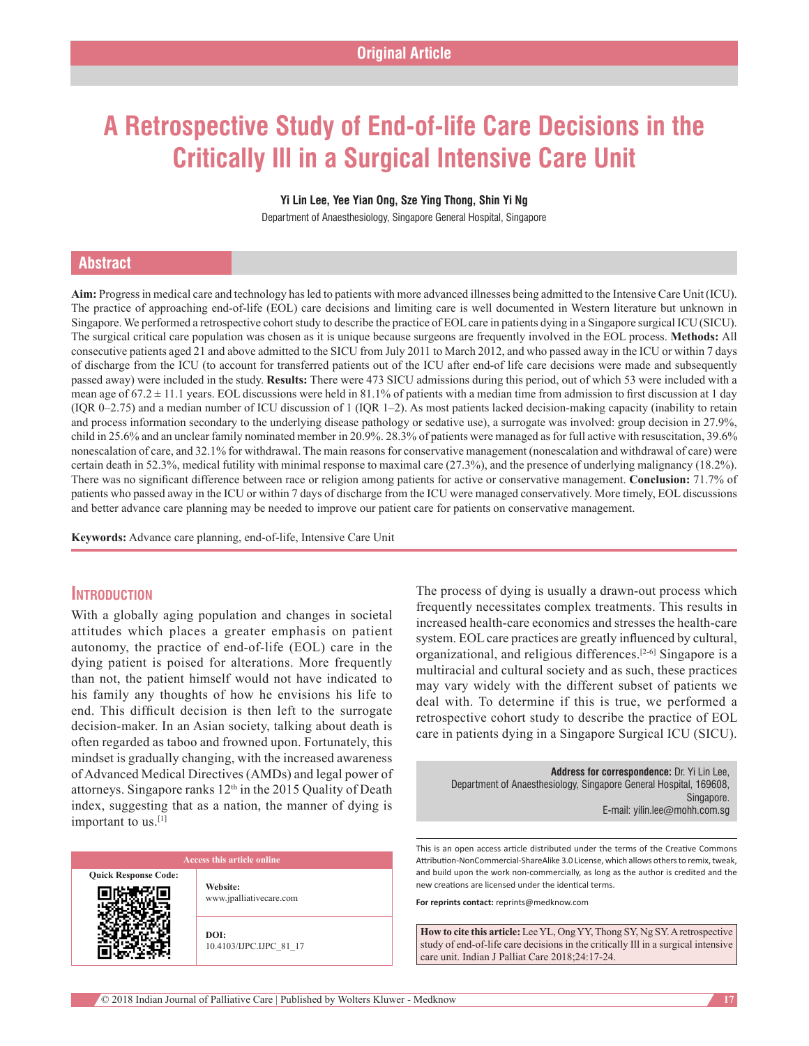Original Article

# A Retrospective Study of End-of-life Care Decisions in the Critically Ill in a Surgical Intensive Care Unit

**Yi Lin Lee, Yee Yian Ong, Sze Ying Thong, Shin Yi Ng**

Department of Anaesthesiology, Singapore General Hospital, Singapore

## Abstract

**Aim:** Progress in medical care and technology has led to patients with more advanced illnesses being admitted to the Intensive Care Unit (ICU). The practice of approaching end-of-life (EOL) care decisions and limiting care is well documented in Western literature but unknown in Singapore. We performed a retrospective cohort study to describe the practice of EOL care in patients dying in a Singapore surgical ICU (SICU). The surgical critical care population was chosen as it is unique because surgeons are frequently involved in the EOL process. **Methods:** All consecutive patients aged 21 and above admitted to the SICU from July 2011 to March 2012, and who passed away in the ICU or within 7 days of discharge from the ICU (to account for transferred patients out of the ICU after end-of life care decisions were made and subsequently passed away) were included in the study. **Results:** There were 473 SICU admissions during this period, out of which 53 were included with a mean age of 67.2 ± 11.1 years. EOL discussions were held in 81.1% of patients with a median time from admission to first discussion at 1 day (IQR 0–2.75) and a median number of ICU discussion of 1 (IQR 1–2). As most patients lacked decision-making capacity (inability to retain and process information secondary to the underlying disease pathology or sedative use), a surrogate was involved: group decision in 27.9%, child in 25.6% and an unclear family nominated member in 20.9%. 28.3% of patients were managed as for full active with resuscitation, 39.6% nonescalation of care, and 32.1% for withdrawal. The main reasons for conservative management (nonescalation and withdrawal of care) were certain death in 52.3%, medical futility with minimal response to maximal care (27.3%), and the presence of underlying malignancy (18.2%). There was no significant difference between race or religion among patients for active or conservative management. **Conclusion:** 71.7% of patients who passed away in the ICU or within 7 days of discharge from the ICU were managed conservatively. More timely, EOL discussions and better advance care planning may be needed to improve our patient care for patients on conservative management.

**Keywords:** Advance care planning, end-of-life, Intensive Care Unit

## Introduction

With a globally aging population and changes in societal attitudes which places a greater emphasis on patient autonomy, the practice of end-of-life (EOL) care in the dying patient is poised for alterations. More frequently than not, the patient himself would not have indicated to his family any thoughts of how he envisions his life to end. This difficult decision is then left to the surrogate decision-maker. In an Asian society, talking about death is often regarded as taboo and frowned upon. Fortunately, this mindset is gradually changing, with the increased awareness of Advanced Medical Directives (AMDs) and legal power of attorneys. Singapore ranks 12th in the 2015 Quality of Death index, suggesting that as a nation, the manner of dying is important to us.[1]

The process of dying is usually a drawn-out process which frequently necessitates complex treatments. This results in increased health-care economics and stresses the health-care system. EOL care practices are greatly influenced by cultural, organizational, and religious differences.[2-6] Singapore is a multiracial and cultural society and as such, these practices may vary widely with the different subset of patients we deal with. To determine if this is true, we performed a retrospective cohort study to describe the practice of EOL care in patients dying in a Singapore Surgical ICU (SICU).

**Address for correspondence:** Dr. Yi Lin Lee, Department of Anaesthesiology, Singapore General Hospital, 169608, Singapore. E-mail: yilin.lee@mohh.com.sg

| Access this article online | |
|---|---|
| Quick Response Code: | Website: www.jpalliativecare.com |
| | DOI: 10.4103/IJPC.IJPC_81_17 |

This is an open access article distributed under the terms of the Creative Commons Attribution-NonCommercial-ShareAlike 3.0 License, which allows others to remix, tweak, and build upon the work non-commercially, as long as the author is credited and the new creations are licensed under the identical terms.

**For reprints contact:** reprints@medknow.com

**How to cite this article:** Lee YL, Ong YY, Thong SY, Ng SY. A retrospective study of end-of-life care decisions in the critically Ill in a surgical intensive care unit. Indian J Palliat Care 2018;24:17-24.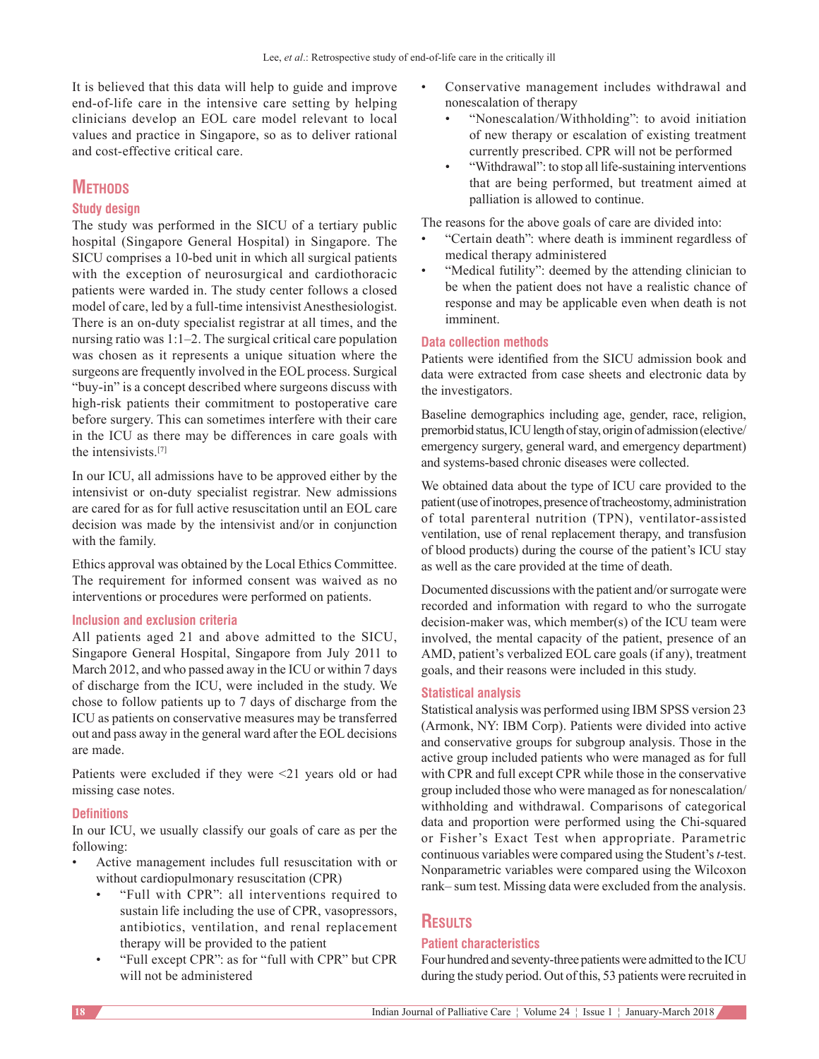It is believed that this data will help to guide and improve end-of-life care in the intensive care setting by helping clinicians develop an EOL care model relevant to local values and practice in Singapore, so as to deliver rational and cost-effective critical care.

## Methods

### Study design

The study was performed in the SICU of a tertiary public hospital (Singapore General Hospital) in Singapore. The SICU comprises a 10-bed unit in which all surgical patients with the exception of neurosurgical and cardiothoracic patients were warded in. The study center follows a closed model of care, led by a full-time intensivist Anesthesiologist. There is an on-duty specialist registrar at all times, and the nursing ratio was 1:1–2. The surgical critical care population was chosen as it represents a unique situation where the surgeons are frequently involved in the EOL process. Surgical "buy-in" is a concept described where surgeons discuss with high-risk patients their commitment to postoperative care before surgery. This can sometimes interfere with their care in the ICU as there may be differences in care goals with the intensivists.[7]

In our ICU, all admissions have to be approved either by the intensivist or on-duty specialist registrar. New admissions are cared for as for full active resuscitation until an EOL care decision was made by the intensivist and/or in conjunction with the family.

Ethics approval was obtained by the Local Ethics Committee. The requirement for informed consent was waived as no interventions or procedures were performed on patients.

### Inclusion and exclusion criteria

All patients aged 21 and above admitted to the SICU, Singapore General Hospital, Singapore from July 2011 to March 2012, and who passed away in the ICU or within 7 days of discharge from the ICU, were included in the study. We chose to follow patients up to 7 days of discharge from the ICU as patients on conservative measures may be transferred out and pass away in the general ward after the EOL decisions are made.

Patients were excluded if they were <21 years old or had missing case notes.

### Definitions

In our ICU, we usually classify our goals of care as per the following:

- Active management includes full resuscitation with or without cardiopulmonary resuscitation (CPR)
  - "Full with CPR": all interventions required to sustain life including the use of CPR, vasopressors, antibiotics, ventilation, and renal replacement therapy will be provided to the patient
  - "Full except CPR": as for "full with CPR" but CPR will not be administered
- Conservative management includes withdrawal and nonescalation of therapy
  - "Nonescalation/Withholding": to avoid initiation of new therapy or escalation of existing treatment currently prescribed. CPR will not be performed
  - "Withdrawal": to stop all life-sustaining interventions that are being performed, but treatment aimed at palliation is allowed to continue.

The reasons for the above goals of care are divided into:

- "Certain death": where death is imminent regardless of medical therapy administered
- "Medical futility": deemed by the attending clinician to be when the patient does not have a realistic chance of response and may be applicable even when death is not imminent.

### Data collection methods

Patients were identified from the SICU admission book and data were extracted from case sheets and electronic data by the investigators.

Baseline demographics including age, gender, race, religion, premorbid status, ICU length of stay, origin of admission (elective/emergency surgery, general ward, and emergency department) and systems-based chronic diseases were collected.

We obtained data about the type of ICU care provided to the patient (use of inotropes, presence of tracheostomy, administration of total parenteral nutrition (TPN), ventilator-assisted ventilation, use of renal replacement therapy, and transfusion of blood products) during the course of the patient's ICU stay as well as the care provided at the time of death.

Documented discussions with the patient and/or surrogate were recorded and information with regard to who the surrogate decision-maker was, which member(s) of the ICU team were involved, the mental capacity of the patient, presence of an AMD, patient's verbalized EOL care goals (if any), treatment goals, and their reasons were included in this study.

### Statistical analysis

Statistical analysis was performed using IBM SPSS version 23 (Armonk, NY: IBM Corp). Patients were divided into active and conservative groups for subgroup analysis. Those in the active group included patients who were managed as for full with CPR and full except CPR while those in the conservative group included those who were managed as for nonescalation/withholding and withdrawal. Comparisons of categorical data and proportion were performed using the Chi-squared or Fisher's Exact Test when appropriate. Parametric continuous variables were compared using the Student's *t*-test. Nonparametric variables were compared using the Wilcoxon rank– sum test. Missing data were excluded from the analysis.

## Results

### Patient characteristics

Four hundred and seventy-three patients were admitted to the ICU during the study period. Out of this, 53 patients were recruited in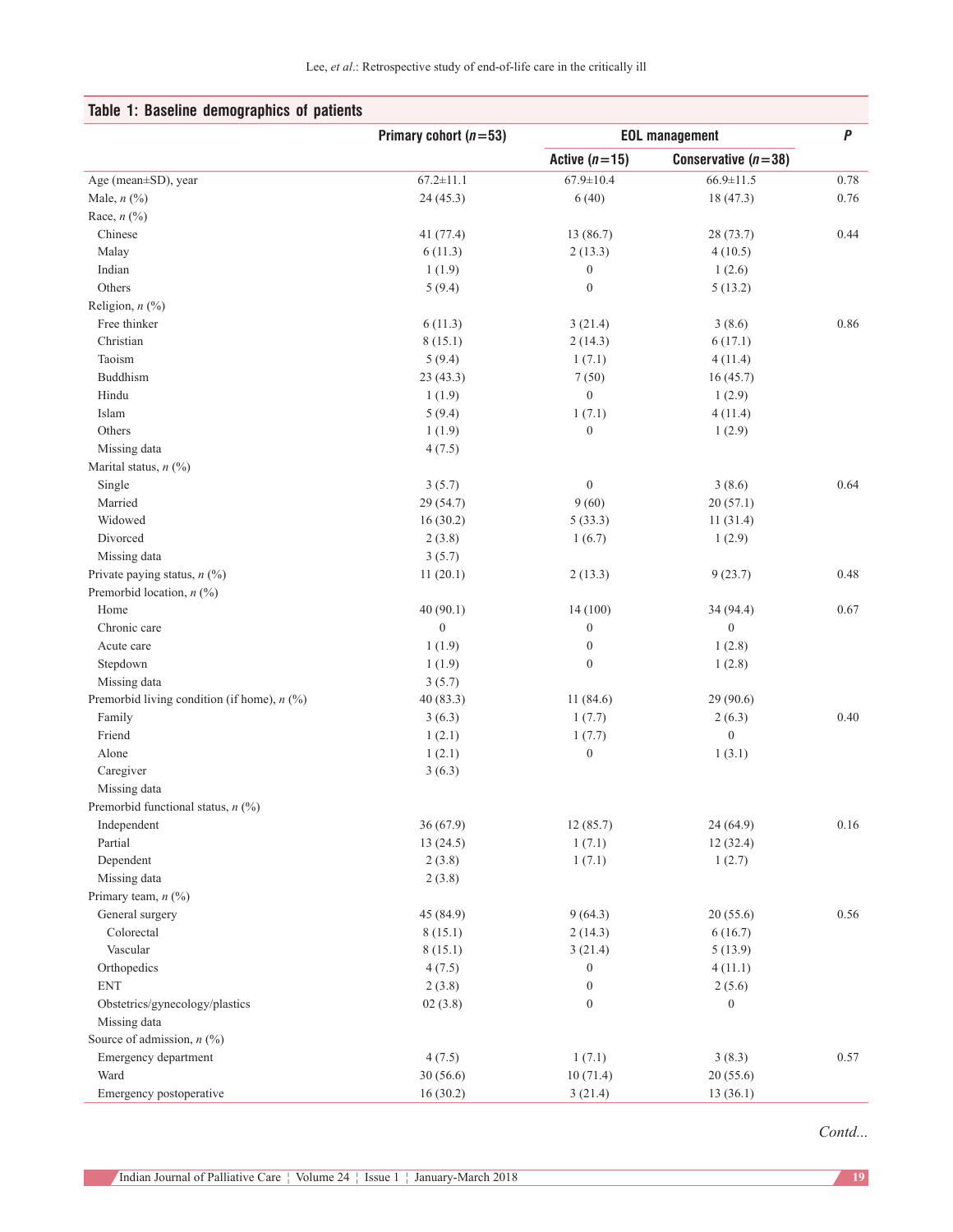**Table 1: Baseline demographics of patients**

| | Primary cohort ($n$=53) | EOL management | | $P$ |
|---|---|---|---|---|
| | | Active ($n$=15) | Conservative ($n$=38) | |
| Age (mean±SD), year | 67.2±11.1 | 67.9±10.4 | 66.9±11.5 | 0.78 |
| Male, $n$ (%) | 24 (45.3) | 6 (40) | 18 (47.3) | 0.76 |
| Race, $n$ (%) | | | | |
| Chinese | 41 (77.4) | 13 (86.7) | 28 (73.7) | 0.44 |
| Malay | 6 (11.3) | 2 (13.3) | 4 (10.5) | |
| Indian | 1 (1.9) | 0 | 1 (2.6) | |
| Others | 5 (9.4) | 0 | 5 (13.2) | |
| Religion, $n$ (%) | | | | |
| Free thinker | 6 (11.3) | 3 (21.4) | 3 (8.6) | 0.86 |
| Christian | 8 (15.1) | 2 (14.3) | 6 (17.1) | |
| Taoism | 5 (9.4) | 1 (7.1) | 4 (11.4) | |
| Buddhism | 23 (43.3) | 7 (50) | 16 (45.7) | |
| Hindu | 1 (1.9) | 0 | 1 (2.9) | |
| Islam | 5 (9.4) | 1 (7.1) | 4 (11.4) | |
| Others | 1 (1.9) | 0 | 1 (2.9) | |
| Missing data | 4 (7.5) | | | |
| Marital status, $n$ (%) | | | | |
| Single | 3 (5.7) | 0 | 3 (8.6) | 0.64 |
| Married | 29 (54.7) | 9 (60) | 20 (57.1) | |
| Widowed | 16 (30.2) | 5 (33.3) | 11 (31.4) | |
| Divorced | 2 (3.8) | 1 (6.7) | 1 (2.9) | |
| Missing data | 3 (5.7) | | | |
| Private paying status, $n$ (%) | 11 (20.1) | 2 (13.3) | 9 (23.7) | 0.48 |
| Premorbid location, $n$ (%) | | | | |
| Home | 40 (90.1) | 14 (100) | 34 (94.4) | 0.67 |
| Chronic care | 0 | 0 | 0 | |
| Acute care | 1 (1.9) | 0 | 1 (2.8) | |
| Stepdown | 1 (1.9) | 0 | 1 (2.8) | |
| Missing data | 3 (5.7) | | | |
| Premorbid living condition (if home), $n$ (%) | 40 (83.3) | 11 (84.6) | 29 (90.6) | |
| Family | 3 (6.3) | 1 (7.7) | 2 (6.3) | 0.40 |
| Friend | 1 (2.1) | 1 (7.7) | 0 | |
| Alone | 1 (2.1) | 0 | 1 (3.1) | |
| Caregiver | 3 (6.3) | | | |
| Missing data | | | | |
| Premorbid functional status, $n$ (%) | | | | |
| Independent | 36 (67.9) | 12 (85.7) | 24 (64.9) | 0.16 |
| Partial | 13 (24.5) | 1 (7.1) | 12 (32.4) | |
| Dependent | 2 (3.8) | 1 (7.1) | 1 (2.7) | |
| Missing data | 2 (3.8) | | | |
| Primary team, $n$ (%) | | | | |
| General surgery | 45 (84.9) | 9 (64.3) | 20 (55.6) | 0.56 |
| Colorectal | 8 (15.1) | 2 (14.3) | 6 (16.7) | |
| Vascular | 8 (15.1) | 3 (21.4) | 5 (13.9) | |
| Orthopedics | 4 (7.5) | 0 | 4 (11.1) | |
| ENT | 2 (3.8) | 0 | 2 (5.6) | |
| Obstetrics/gynecology/plastics | 02 (3.8) | 0 | 0 | |
| Missing data | | | | |
| Source of admission, $n$ (%) | | | | |
| Emergency department | 4 (7.5) | 1 (7.1) | 3 (8.3) | 0.57 |
| Ward | 30 (56.6) | 10 (71.4) | 20 (55.6) | |
| Emergency postoperative | 16 (30.2) | 3 (21.4) | 13 (36.1) | |

*Contd...*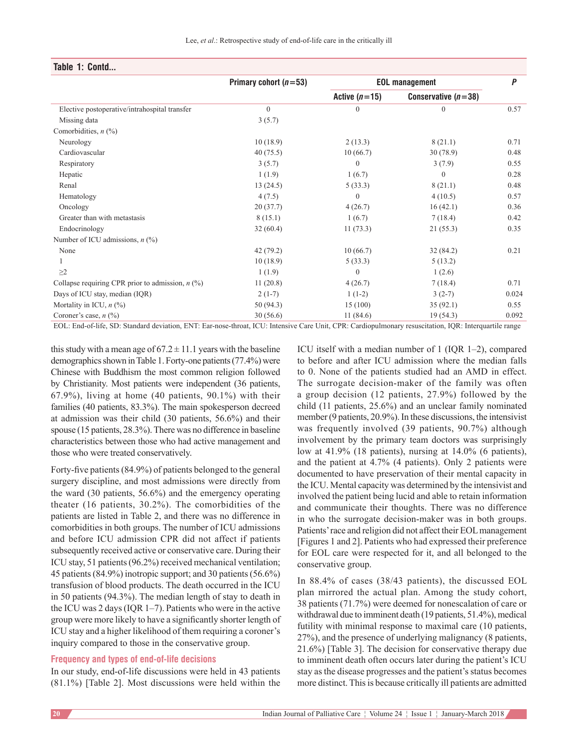**Table 1: Contd...**

| | Primary cohort (*n*=53) | EOL management | | *P* |
|---|---|---|---|---|
| | | Active (*n*=15) | Conservative (*n*=38) | |
| Elective postoperative/intrahospital transfer | 0 | 0 | 0 | 0.57 |
| Missing data | 3 (5.7) | | | |
| Comorbidities, *n* (%) | | | | |
| Neurology | 10 (18.9) | 2 (13.3) | 8 (21.1) | 0.71 |
| Cardiovascular | 40 (75.5) | 10 (66.7) | 30 (78.9) | 0.48 |
| Respiratory | 3 (5.7) | 0 | 3 (7.9) | 0.55 |
| Hepatic | 1 (1.9) | 1 (6.7) | 0 | 0.28 |
| Renal | 13 (24.5) | 5 (33.3) | 8 (21.1) | 0.48 |
| Hematology | 4 (7.5) | 0 | 4 (10.5) | 0.57 |
| Oncology | 20 (37.7) | 4 (26.7) | 16 (42.1) | 0.36 |
| Greater than with metastasis | 8 (15.1) | 1 (6.7) | 7 (18.4) | 0.42 |
| Endocrinology | 32 (60.4) | 11 (73.3) | 21 (55.3) | 0.35 |
| Number of ICU admissions, *n* (%) | | | | |
| None | 42 (79.2) | 10 (66.7) | 32 (84.2) | 0.21 |
| 1 | 10 (18.9) | 5 (33.3) | 5 (13.2) | |
| ≥2 | 1 (1.9) | 0 | 1 (2.6) | |
| Collapse requiring CPR prior to admission, *n* (%) | 11 (20.8) | 4 (26.7) | 7 (18.4) | 0.71 |
| Days of ICU stay, median (IQR) | 2 (1-7) | 1 (1-2) | 3 (2-7) | 0.024 |
| Mortality in ICU, *n* (%) | 50 (94.3) | 15 (100) | 35 (92.1) | 0.55 |
| Coroner's case, *n* (%) | 30 (56.6) | 11 (84.6) | 19 (54.3) | 0.092 |

EOL: End-of-life, SD: Standard deviation, ENT: Ear-nose-throat, ICU: Intensive Care Unit, CPR: Cardiopulmonary resuscitation, IQR: Interquartile range

this study with a mean age of 67.2 ± 11.1 years with the baseline demographics shown in Table 1. Forty-one patients (77.4%) were Chinese with Buddhism the most common religion followed by Christianity. Most patients were independent (36 patients, 67.9%), living at home (40 patients, 90.1%) with their families (40 patients, 83.3%). The main spokesperson decreed at admission was their child (30 patients, 56.6%) and their spouse (15 patients, 28.3%). There was no difference in baseline characteristics between those who had active management and those who were treated conservatively.

Forty-five patients (84.9%) of patients belonged to the general surgery discipline, and most admissions were directly from the ward (30 patients, 56.6%) and the emergency operating theater (16 patients, 30.2%). The comorbidities of the patients are listed in Table 2, and there was no difference in comorbidities in both groups. The number of ICU admissions and before ICU admission CPR did not affect if patients subsequently received active or conservative care. During their ICU stay, 51 patients (96.2%) received mechanical ventilation; 45 patients (84.9%) inotropic support; and 30 patients (56.6%) transfusion of blood products. The death occurred in the ICU in 50 patients (94.3%). The median length of stay to death in the ICU was 2 days (IQR 1–7). Patients who were in the active group were more likely to have a significantly shorter length of ICU stay and a higher likelihood of them requiring a coroner's inquiry compared to those in the conservative group.

### Frequency and types of end-of-life decisions

In our study, end-of-life discussions were held in 43 patients (81.1%) [Table 2]. Most discussions were held within the ICU itself with a median number of 1 (IQR 1–2), compared to before and after ICU admission where the median falls to 0. None of the patients studied had an AMD in effect. The surrogate decision-maker of the family was often a group decision (12 patients, 27.9%) followed by the child (11 patients, 25.6%) and an unclear family nominated member (9 patients, 20.9%). In these discussions, the intensivist was frequently involved (39 patients, 90.7%) although involvement by the primary team doctors was surprisingly low at 41.9% (18 patients), nursing at 14.0% (6 patients), and the patient at 4.7% (4 patients). Only 2 patients were documented to have preservation of their mental capacity in the ICU. Mental capacity was determined by the intensivist and involved the patient being lucid and able to retain information and communicate their thoughts. There was no difference in who the surrogate decision-maker was in both groups. Patients' race and religion did not affect their EOL management [Figures 1 and 2]. Patients who had expressed their preference for EOL care were respected for it, and all belonged to the conservative group.

In 88.4% of cases (38/43 patients), the discussed EOL plan mirrored the actual plan. Among the study cohort, 38 patients (71.7%) were deemed for nonescalation of care or withdrawal due to imminent death (19 patients, 51.4%), medical futility with minimal response to maximal care (10 patients, 27%), and the presence of underlying malignancy (8 patients, 21.6%) [Table 3]. The decision for conservative therapy due to imminent death often occurs later during the patient's ICU stay as the disease progresses and the patient's status becomes more distinct. This is because critically ill patients are admitted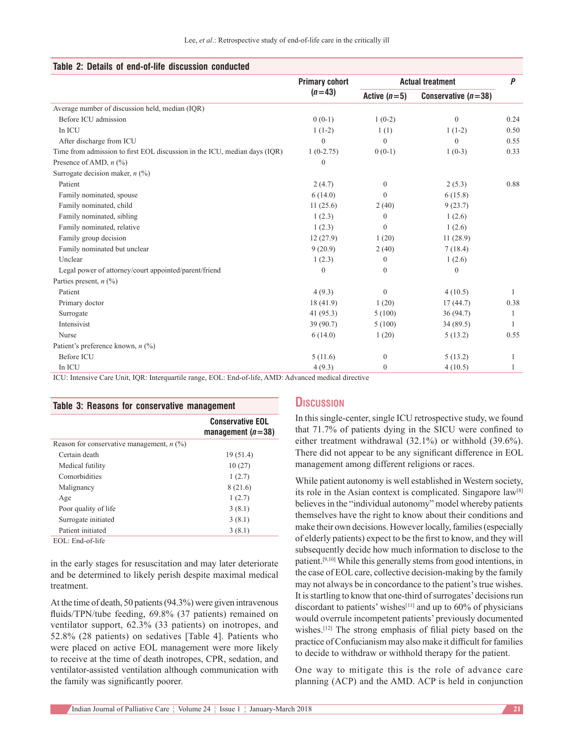**Table 2: Details of end-of-life discussion conducted**

| | Primary cohort (*n*=43) | Actual treatment | | *P* |
|---|---|---|---|---|
| | | Active (*n*=5) | Conservative (*n*=38) | |
| Average number of discussion held, median (IQR) | | | | |
| Before ICU admission | 0 (0-1) | 1 (0-2) | 0 | 0.24 |
| In ICU | 1 (1-2) | 1 (1) | 1 (1-2) | 0.50 |
| After discharge from ICU | 0 | 0 | 0 | 0.55 |
| Time from admission to first EOL discussion in the ICU, median days (IQR) | 1 (0-2.75) | 0 (0-1) | 1 (0-3) | 0.33 |
| Presence of AMD, *n* (%) | 0 | | | |
| Surrogate decision maker, *n* (%) | | | | |
| Patient | 2 (4.7) | 0 | 2 (5.3) | 0.88 |
| Family nominated, spouse | 6 (14.0) | 0 | 6 (15.8) | |
| Family nominated, child | 11 (25.6) | 2 (40) | 9 (23.7) | |
| Family nominated, sibling | 1 (2.3) | 0 | 1 (2.6) | |
| Family nominated, relative | 1 (2.3) | 0 | 1 (2.6) | |
| Family group decision | 12 (27.9) | 1 (20) | 11 (28.9) | |
| Family nominated but unclear | 9 (20.9) | 2 (40) | 7 (18.4) | |
| Unclear | 1 (2.3) | 0 | 1 (2.6) | |
| Legal power of attorney/court appointed/parent/friend | 0 | 0 | 0 | |
| Parties present, *n* (%) | | | | |
| Patient | 4 (9.3) | 0 | 4 (10.5) | 1 |
| Primary doctor | 18 (41.9) | 1 (20) | 17 (44.7) | 0.38 |
| Surrogate | 41 (95.3) | 5 (100) | 36 (94.7) | 1 |
| Intensivist | 39 (90.7) | 5 (100) | 34 (89.5) | 1 |
| Nurse | 6 (14.0) | 1 (20) | 5 (13.2) | 0.55 |
| Patient's preference known, *n* (%) | | | | |
| Before ICU | 5 (11.6) | 0 | 5 (13.2) | 1 |
| In ICU | 4 (9.3) | 0 | 4 (10.5) | 1 |

ICU: Intensive Care Unit, IQR: Interquartile range, EOL: End-of-life, AMD: Advanced medical directive

**Table 3: Reasons for conservative management**

| | Conservative EOL management (*n*=38) |
|---|---|
| Reason for conservative management, *n* (%) | |
| Certain death | 19 (51.4) |
| Medical futility | 10 (27) |
| Comorbidities | 1 (2.7) |
| Malignancy | 8 (21.6) |
| Age | 1 (2.7) |
| Poor quality of life | 3 (8.1) |
| Surrogate initiated | 3 (8.1) |
| Patient initiated | 3 (8.1) |

EOL: End-of-life

in the early stages for resuscitation and may later deteriorate and be determined to likely perish despite maximal medical treatment.

At the time of death, 50 patients (94.3%) were given intravenous fluids/TPN/tube feeding, 69.8% (37 patients) remained on ventilator support, 62.3% (33 patients) on inotropes, and 52.8% (28 patients) on sedatives [Table 4]. Patients who were placed on active EOL management were more likely to receive at the time of death inotropes, CPR, sedation, and ventilator-assisted ventilation although communication with the family was significantly poorer.

## Discussion

In this single-center, single ICU retrospective study, we found that 71.7% of patients dying in the SICU were confined to either treatment withdrawal (32.1%) or withhold (39.6%). There did not appear to be any significant difference in EOL management among different religions or races.

While patient autonomy is well established in Western society, its role in the Asian context is complicated. Singapore law[8] believes in the "individual autonomy" model whereby patients themselves have the right to know about their conditions and make their own decisions. However locally, families (especially of elderly patients) expect to be the first to know, and they will subsequently decide how much information to disclose to the patient.[9,10] While this generally stems from good intentions, in the case of EOL care, collective decision-making by the family may not always be in concordance to the patient's true wishes. It is startling to know that one-third of surrogates' decisions run discordant to patients' wishes[11] and up to 60% of physicians would overrule incompetent patients' previously documented wishes.[12] The strong emphasis of filial piety based on the practice of Confucianism may also make it difficult for families to decide to withdraw or withhold therapy for the patient.

One way to mitigate this is the role of advance care planning (ACP) and the AMD. ACP is held in conjunction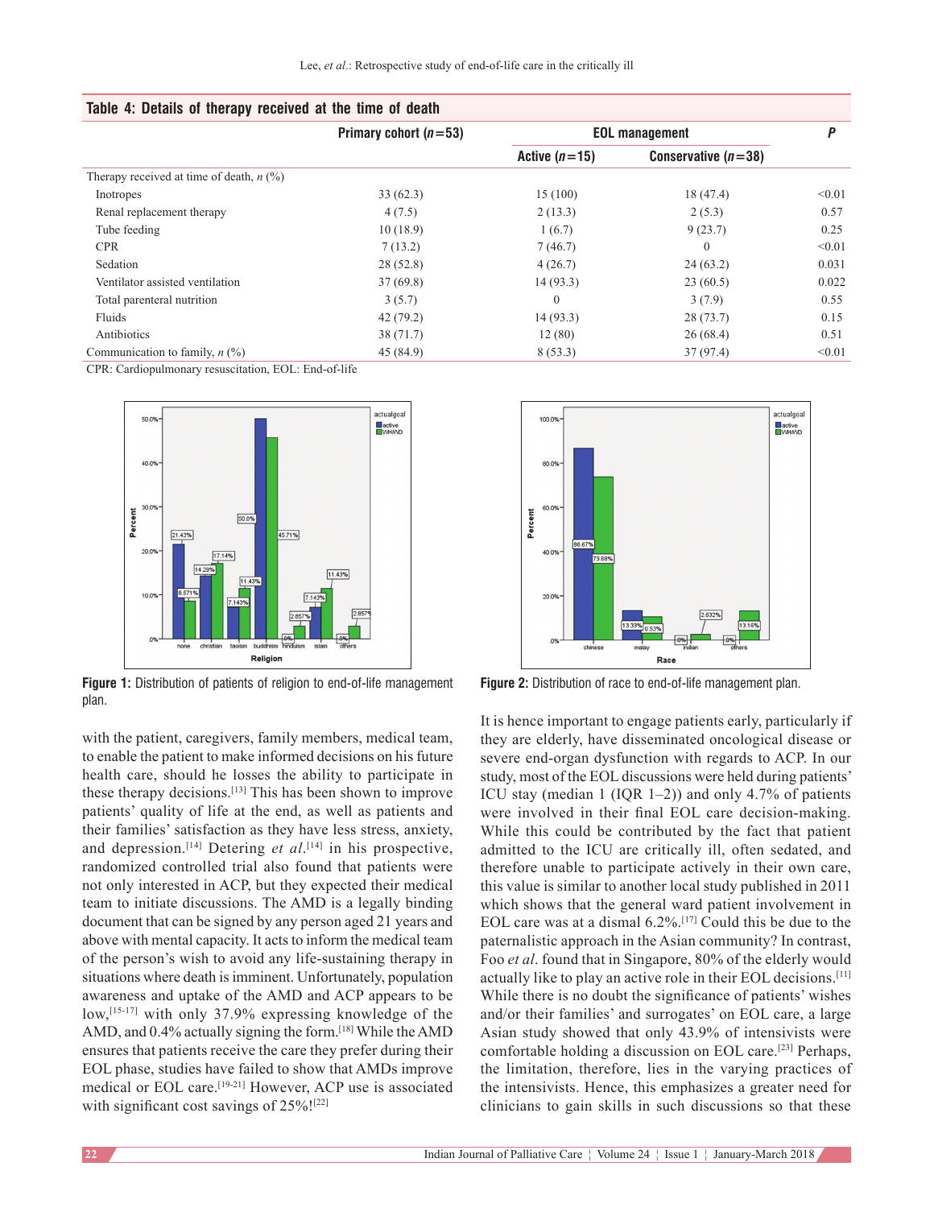**Table 4: Details of therapy received at the time of death**

| | Primary cohort (*n*=53) | EOL management | | *P* |
|---|---|---|---|---|
| | | Active (*n*=15) | Conservative (*n*=38) | |
| Therapy received at time of death, *n* (%) | | | | |
| Inotropes | 33 (62.3) | 15 (100) | 18 (47.4) | <0.01 |
| Renal replacement therapy | 4 (7.5) | 2 (13.3) | 2 (5.3) | 0.57 |
| Tube feeding | 10 (18.9) | 1 (6.7) | 9 (23.7) | 0.25 |
| CPR | 7 (13.2) | 7 (46.7) | 0 | <0.01 |
| Sedation | 28 (52.8) | 4 (26.7) | 24 (63.2) | 0.031 |
| Ventilator assisted ventilation | 37 (69.8) | 14 (93.3) | 23 (60.5) | 0.022 |
| Total parenteral nutrition | 3 (5.7) | 0 | 3 (7.9) | 0.55 |
| Fluids | 42 (79.2) | 14 (93.3) | 28 (73.7) | 0.15 |
| Antibiotics | 38 (71.7) | 12 (80) | 26 (68.4) | 0.51 |
| Communication to family, *n* (%) | 45 (84.9) | 8 (53.3) | 37 (97.4) | <0.01 |

CPR: Cardiopulmonary resuscitation, EOL: End-of-life

**Figure 1:** Distribution of patients of religion to end-of-life management plan.

**Figure 2:** Distribution of race to end-of-life management plan.

with the patient, caregivers, family members, medical team, to enable the patient to make informed decisions on his future health care, should he losses the ability to participate in these therapy decisions.[13] This has been shown to improve patients' quality of life at the end, as well as patients and their families' satisfaction as they have less stress, anxiety, and depression.[14] Detering *et al*.[14] in his prospective, randomized controlled trial also found that patients were not only interested in ACP, but they expected their medical team to initiate discussions. The AMD is a legally binding document that can be signed by any person aged 21 years and above with mental capacity. It acts to inform the medical team of the person's wish to avoid any life-sustaining therapy in situations where death is imminent. Unfortunately, population awareness and uptake of the AMD and ACP appears to be low,[15-17] with only 37.9% expressing knowledge of the AMD, and 0.4% actually signing the form.[18] While the AMD ensures that patients receive the care they prefer during their EOL phase, studies have failed to show that AMDs improve medical or EOL care.[19-21] However, ACP use is associated with significant cost savings of 25%![22]

It is hence important to engage patients early, particularly if they are elderly, have disseminated oncological disease or severe end-organ dysfunction with regards to ACP. In our study, most of the EOL discussions were held during patients' ICU stay (median 1 (IQR 1–2)) and only 4.7% of patients were involved in their final EOL care decision-making. While this could be contributed by the fact that patient admitted to the ICU are critically ill, often sedated, and therefore unable to participate actively in their own care, this value is similar to another local study published in 2011 which shows that the general ward patient involvement in EOL care was at a dismal 6.2%.[17] Could this be due to the paternalistic approach in the Asian community? In contrast, Foo *et al*. found that in Singapore, 80% of the elderly would actually like to play an active role in their EOL decisions.[11] While there is no doubt the significance of patients' wishes and/or their families' and surrogates' on EOL care, a large Asian study showed that only 43.9% of intensivists were comfortable holding a discussion on EOL care.[23] Perhaps, the limitation, therefore, lies in the varying practices of the intensivists. Hence, this emphasizes a greater need for clinicians to gain skills in such discussions so that these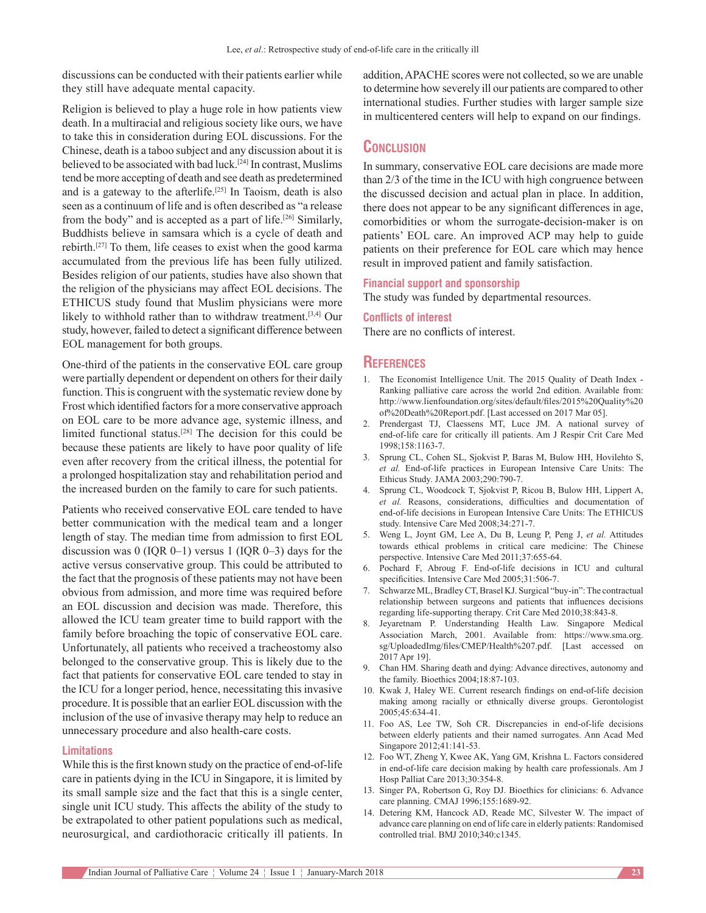discussions can be conducted with their patients earlier while they still have adequate mental capacity.

Religion is believed to play a huge role in how patients view death. In a multiracial and religious society like ours, we have to take this in consideration during EOL discussions. For the Chinese, death is a taboo subject and any discussion about it is believed to be associated with bad luck.[24] In contrast, Muslims tend be more accepting of death and see death as predetermined and is a gateway to the afterlife.[25] In Taoism, death is also seen as a continuum of life and is often described as "a release from the body" and is accepted as a part of life.[26] Similarly, Buddhists believe in samsara which is a cycle of death and rebirth.[27] To them, life ceases to exist when the good karma accumulated from the previous life has been fully utilized. Besides religion of our patients, studies have also shown that the religion of the physicians may affect EOL decisions. The ETHICUS study found that Muslim physicians were more likely to withhold rather than to withdraw treatment.[3,4] Our study, however, failed to detect a significant difference between EOL management for both groups.

One-third of the patients in the conservative EOL care group were partially dependent or dependent on others for their daily function. This is congruent with the systematic review done by Frost which identified factors for a more conservative approach on EOL care to be more advance age, systemic illness, and limited functional status.[28] The decision for this could be because these patients are likely to have poor quality of life even after recovery from the critical illness, the potential for a prolonged hospitalization stay and rehabilitation period and the increased burden on the family to care for such patients.

Patients who received conservative EOL care tended to have better communication with the medical team and a longer length of stay. The median time from admission to first EOL discussion was 0 (IQR 0–1) versus 1 (IQR 0–3) days for the active versus conservative group. This could be attributed to the fact that the prognosis of these patients may not have been obvious from admission, and more time was required before an EOL discussion and decision was made. Therefore, this allowed the ICU team greater time to build rapport with the family before broaching the topic of conservative EOL care. Unfortunately, all patients who received a tracheostomy also belonged to the conservative group. This is likely due to the fact that patients for conservative EOL care tended to stay in the ICU for a longer period, hence, necessitating this invasive procedure. It is possible that an earlier EOL discussion with the inclusion of the use of invasive therapy may help to reduce an unnecessary procedure and also health-care costs.

### Limitations

While this is the first known study on the practice of end-of-life care in patients dying in the ICU in Singapore, it is limited by its small sample size and the fact that this is a single center, single unit ICU study. This affects the ability of the study to be extrapolated to other patient populations such as medical, neurosurgical, and cardiothoracic critically ill patients. In addition, APACHE scores were not collected, so we are unable to determine how severely ill our patients are compared to other international studies. Further studies with larger sample size in multicentered centers will help to expand on our findings.

## Conclusion

In summary, conservative EOL care decisions are made more than 2/3 of the time in the ICU with high congruence between the discussed decision and actual plan in place. In addition, there does not appear to be any significant differences in age, comorbidities or whom the surrogate-decision-maker is on patients' EOL care. An improved ACP may help to guide patients on their preference for EOL care which may hence result in improved patient and family satisfaction.

### Financial support and sponsorship

The study was funded by departmental resources.

### Conflicts of interest

There are no conflicts of interest.

## References

1. The Economist Intelligence Unit. The 2015 Quality of Death Index - Ranking palliative care across the world 2nd edition. Available from: http://www.lienfoundation.org/sites/default/files/2015%20Quality%20of%20Death%20Report.pdf. [Last accessed on 2017 Mar 05].
2. Prendergast TJ, Claessens MT, Luce JM. A national survey of end-of-life care for critically ill patients. Am J Respir Crit Care Med 1998;158:1163-7.
3. Sprung CL, Cohen SL, Sjokvist P, Baras M, Bulow HH, Hovilehto S, *et al.* End-of-life practices in European Intensive Care Units: The Ethicus Study. JAMA 2003;290:790-7.
4. Sprung CL, Woodcock T, Sjokvist P, Ricou B, Bulow HH, Lippert A, *et al.* Reasons, considerations, difficulties and documentation of end-of-life decisions in European Intensive Care Units: The ETHICUS study. Intensive Care Med 2008;34:271-7.
5. Weng L, Joynt GM, Lee A, Du B, Leung P, Peng J, *et al.* Attitudes towards ethical problems in critical care medicine: The Chinese perspective. Intensive Care Med 2011;37:655-64.
6. Pochard F, Abroug F. End-of-life decisions in ICU and cultural specificities. Intensive Care Med 2005;31:506-7.
7. Schwarze ML, Bradley CT, Brasel KJ. Surgical "buy-in": The contractual relationship between surgeons and patients that influences decisions regarding life-supporting therapy. Crit Care Med 2010;38:843-8.
8. Jeyaretnam P. Understanding Health Law. Singapore Medical Association March, 2001. Available from: https://www.sma.org.sg/UploadedImg/files/CMEP/Health%207.pdf. [Last accessed on 2017 Apr 19].
9. Chan HM. Sharing death and dying: Advance directives, autonomy and the family. Bioethics 2004;18:87-103.
10. Kwak J, Haley WE. Current research findings on end-of-life decision making among racially or ethnically diverse groups. Gerontologist 2005;45:634-41.
11. Foo AS, Lee TW, Soh CR. Discrepancies in end-of-life decisions between elderly patients and their named surrogates. Ann Acad Med Singapore 2012;41:141-53.
12. Foo WT, Zheng Y, Kwee AK, Yang GM, Krishna L. Factors considered in end-of-life care decision making by health care professionals. Am J Hosp Palliat Care 2013;30:354-8.
13. Singer PA, Robertson G, Roy DJ. Bioethics for clinicians: 6. Advance care planning. CMAJ 1996;155:1689-92.
14. Detering KM, Hancock AD, Reade MC, Silvester W. The impact of advance care planning on end of life care in elderly patients: Randomised controlled trial. BMJ 2010;340:c1345.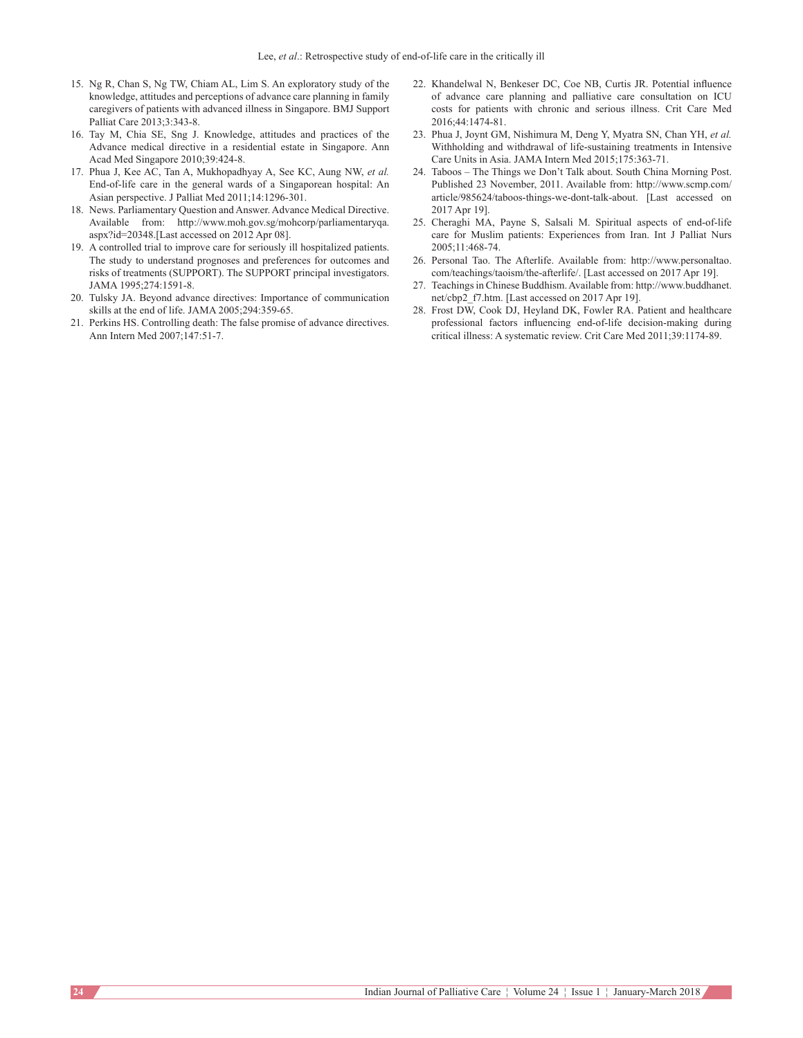15. Ng R, Chan S, Ng TW, Chiam AL, Lim S. An exploratory study of the knowledge, attitudes and perceptions of advance care planning in family caregivers of patients with advanced illness in Singapore. BMJ Support Palliat Care 2013;3:343-8.
16. Tay M, Chia SE, Sng J. Knowledge, attitudes and practices of the Advance medical directive in a residential estate in Singapore. Ann Acad Med Singapore 2010;39:424-8.
17. Phua J, Kee AC, Tan A, Mukhopadhyay A, See KC, Aung NW, *et al.* End-of-life care in the general wards of a Singaporean hospital: An Asian perspective. J Palliat Med 2011;14:1296-301.
18. News. Parliamentary Question and Answer. Advance Medical Directive. Available from: http://www.moh.gov.sg/mohcorp/parliamentaryqa.aspx?id=20348.[Last accessed on 2012 Apr 08].
19. A controlled trial to improve care for seriously ill hospitalized patients. The study to understand prognoses and preferences for outcomes and risks of treatments (SUPPORT). The SUPPORT principal investigators. JAMA 1995;274:1591-8.
20. Tulsky JA. Beyond advance directives: Importance of communication skills at the end of life. JAMA 2005;294:359-65.
21. Perkins HS. Controlling death: The false promise of advance directives. Ann Intern Med 2007;147:51-7.
22. Khandelwal N, Benkeser DC, Coe NB, Curtis JR. Potential influence of advance care planning and palliative care consultation on ICU costs for patients with chronic and serious illness. Crit Care Med 2016;44:1474-81.
23. Phua J, Joynt GM, Nishimura M, Deng Y, Myatra SN, Chan YH, *et al.* Withholding and withdrawal of life-sustaining treatments in Intensive Care Units in Asia. JAMA Intern Med 2015;175:363-71.
24. Taboos – The Things we Don't Talk about. South China Morning Post. Published 23 November, 2011. Available from: http://www.scmp.com/article/985624/taboos-things-we-dont-talk-about. [Last accessed on 2017 Apr 19].
25. Cheraghi MA, Payne S, Salsali M. Spiritual aspects of end-of-life care for Muslim patients: Experiences from Iran. Int J Palliat Nurs 2005;11:468-74.
26. Personal Tao. The Afterlife. Available from: http://www.personaltao.com/teachings/taoism/the-afterlife/. [Last accessed on 2017 Apr 19].
27. Teachings in Chinese Buddhism. Available from: http://www.buddhanet.net/cbp2_f7.htm. [Last accessed on 2017 Apr 19].
28. Frost DW, Cook DJ, Heyland DK, Fowler RA. Patient and healthcare professional factors influencing end-of-life decision-making during critical illness: A systematic review. Crit Care Med 2011;39:1174-89.